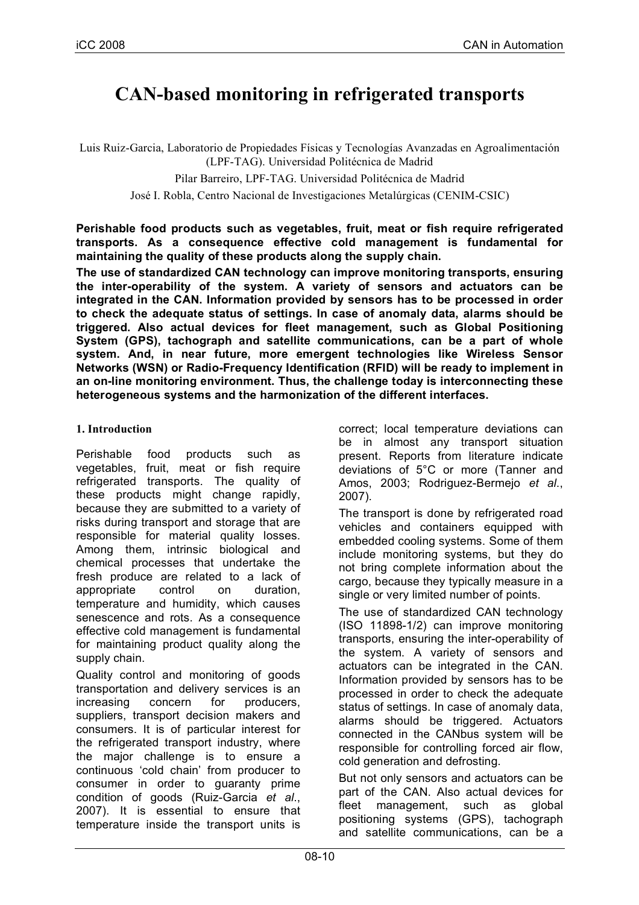# CAN-based monitoring in refrigerated transports

Luis Ruiz-Garcia, Laboratorio de Propiedades Físicas y Tecnologías Avanzadas en Agroalimentación (LPF-TAG). Universidad Politécnica de Madrid

Pilar Barreiro, LPF-TAG. Universidad Politécnica de Madrid

José I. Robla, Centro Nacional de Investigaciones Metalúrgicas (CENIM-CSIC)

**Perishable food products such as vegetables, fruit, meat or fish require refrigerated transports. As a consequence effective cold management is fundamental for maintaining the quality of these products along the supply chain.**

**The use of standardized CAN technology can improve monitoring transports, ensuring the inter-operability of the system. A variety of sensors and actuators can be integrated in the CAN. Information provided by sensors has to be processed in order to check the adequate status of settings. In case of anomaly data, alarms should be triggered. Also actual devices for fleet management, such as Global Positioning System (GPS), tachograph and satellite communications, can be a part of whole system. And, in near future, more emergent technologies like Wireless Sensor Networks (WSN) or Radio-Frequency Identification (RFID) will be ready to implement in an on-line monitoring environment. Thus, the challenge today is interconnecting these heterogeneous systems and the harmonization of the different interfaces.**

## 1. Introduction

Perishable food products such as vegetables, fruit, meat or fish require refrigerated transports. The quality of these products might change rapidly, because they are submitted to a variety of risks during transport and storage that are responsible for material quality losses. Among them, intrinsic biological and chemical processes that undertake the fresh produce are related to a lack of appropriate control on duration, temperature and humidity, which causes senescence and rots. As a consequence effective cold management is fundamental for maintaining product quality along the supply chain.

Quality control and monitoring of goods transportation and delivery services is an increasing concern for producers, suppliers, transport decision makers and consumers. It is of particular interest for the refrigerated transport industry, where the major challenge is to ensure a continuous 'cold chain' from producer to consumer in order to guaranty prime condition of goods (Ruiz-Garcia *et al.*, 2007). It is essential to ensure that temperature inside the transport units is correct; local temperature deviations can be in almost any transport situation present. Reports from literature indicate deviations of 5°C or more (Tanner and Amos, 2003; Rodriguez-Bermejo *et al.*, 2007).

The transport is done by refrigerated road vehicles and containers equipped with embedded cooling systems. Some of them include monitoring systems, but they do not bring complete information about the cargo, because they typically measure in a single or very limited number of points.

The use of standardized CAN technology (ISO 11898-1/2) can improve monitoring transports, ensuring the inter-operability of the system. A variety of sensors and actuators can be integrated in the CAN. Information provided by sensors has to be processed in order to check the adequate status of settings. In case of anomaly data, alarms should be triggered. Actuators connected in the CANbus system will be responsible for controlling forced air flow, cold generation and defrosting.

But not only sensors and actuators can be part of the CAN. Also actual devices for fleet management, such as global positioning systems (GPS), tachograph and satellite communications, can be a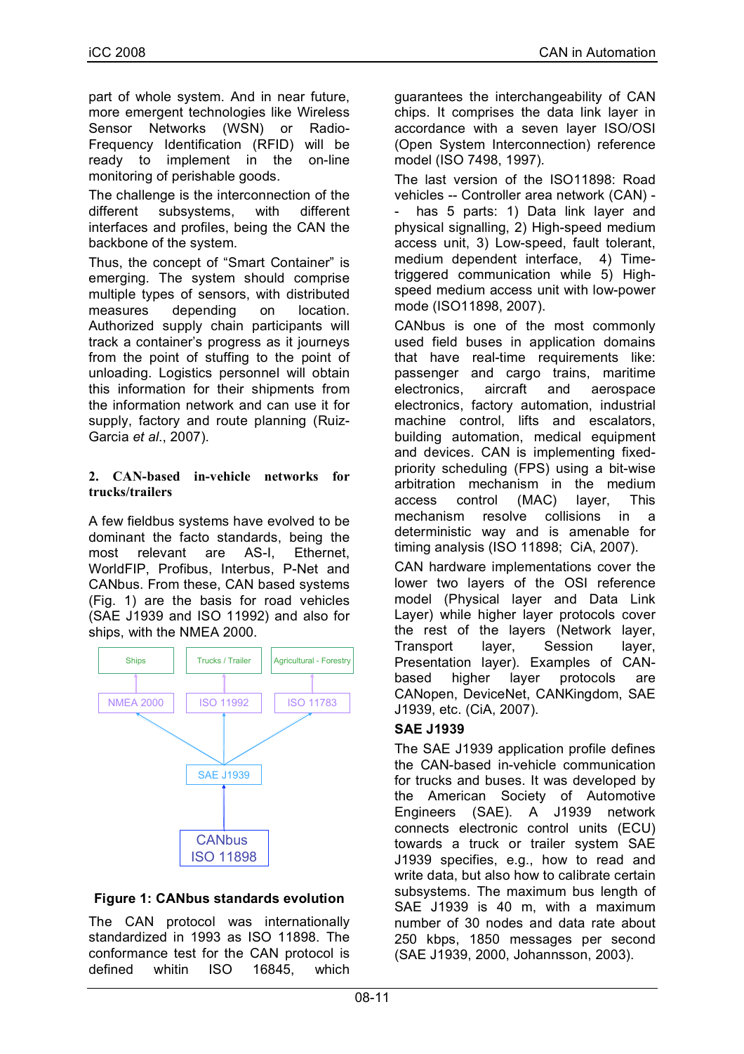part of whole system. And in near future, more emergent technologies like Wireless Sensor Networks (WSN) or Radio-Frequency Identification (RFID) will be ready to implement in the on-line monitoring of perishable goods.

The challenge is the interconnection of the different subsystems, with different interfaces and profiles, being the CAN the backbone of the system.

Thus, the concept of "Smart Container" is emerging. The system should comprise multiple types of sensors, with distributed measures depending on location. Authorized supply chain participants will track a container's progress as it journeys from the point of stuffing to the point of unloading. Logistics personnel will obtain this information for their shipments from the information network and can use it for supply, factory and route planning (Ruiz-Garcia *et al*., 2007).

## 2. CAN-based in-vehicle networks for trucks/trailers

A few fieldbus systems have evolved to be dominant the facto standards, being the most relevant are AS-I, Ethernet, WorldFIP, Profibus, Interbus, P-Net and CANbus. From these, CAN based systems (Fig. 1) are the basis for road vehicles (SAE J1939 and ISO 11992) and also for ships, with the NMEA 2000.

Ships | Trucks / Trailer | Agricultural - Forestry

NMEA 2000 | ISO 11992 | ISO 11783

SAE J1939

CANbus ISO 11898

**Figure 1: CANbus standards evolution**

The CAN protocol was internationally standardized in 1993 as ISO 11898. The conformance test for the CAN protocol is defined whitin ISO 16845, which guarantees the interchangeability of CAN chips. It comprises the data link layer in accordance with a seven layer ISO/OSI (Open System Interconnection) reference model (ISO 7498, 1997).

The last version of the ISO11898: Road vehicles -- Controller area network (CAN) -- has 5 parts: 1) Data link layer and physical signalling, 2) High-speed medium access unit, 3) Low-speed, fault tolerant, medium dependent interface, 4) Time-triggered communication while 5) High-speed medium access unit with low-power mode (ISO11898, 2007).

CANbus is one of the most commonly used field buses in application domains that have real-time requirements like: passenger and cargo trains, maritime electronics, aircraft and aerospace electronics, factory automation, industrial machine control, lifts and escalators, building automation, medical equipment and devices. CAN is implementing fixed-priority scheduling (FPS) using a bit-wise arbitration mechanism in the medium access control (MAC) layer, This mechanism resolve collisions in a deterministic way and is amenable for timing analysis (ISO 11898; CiA, 2007).

CAN hardware implementations cover the lower two layers of the OSI reference model (Physical layer and Data Link Layer) while higher layer protocols cover the rest of the layers (Network layer, Transport layer, Session layer, Presentation layer). Examples of CAN-based higher layer protocols are CANopen, DeviceNet, CANKingdom, SAE J1939, etc. (CiA, 2007).

### SAE J1939

The SAE J1939 application profile defines the CAN-based in-vehicle communication for trucks and buses. It was developed by the American Society of Automotive Engineers (SAE). A J1939 network connects electronic control units (ECU) towards a truck or trailer system SAE J1939 specifies, e.g., how to read and write data, but also how to calibrate certain subsystems. The maximum bus length of SAE J1939 is 40 m, with a maximum number of 30 nodes and data rate about 250 kbps, 1850 messages per second (SAE J1939, 2000, Johannsson, 2003).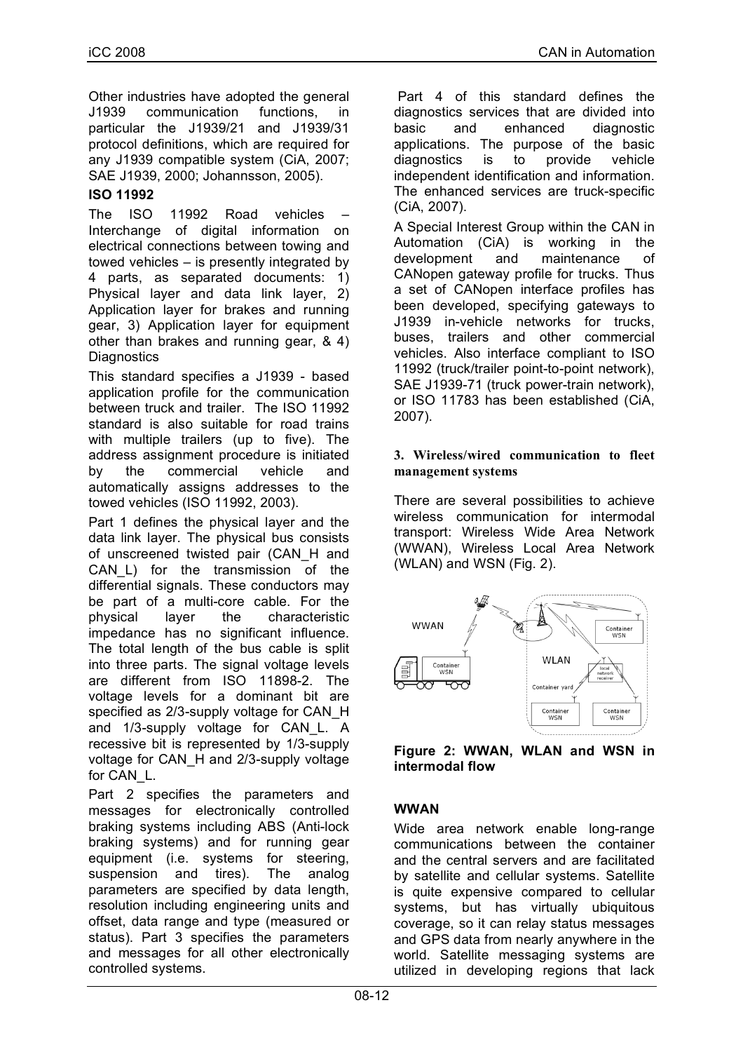Other industries have adopted the general J1939 communication functions, in particular the J1939/21 and J1939/31 protocol definitions, which are required for any J1939 compatible system (CiA, 2007; SAE J1939, 2000; Johannsson, 2005).

### ISO 11992

The ISO 11992 Road vehicles – Interchange of digital information on electrical connections between towing and towed vehicles – is presently integrated by 4 parts, as separated documents: 1) Physical layer and data link layer, 2) Application layer for brakes and running gear, 3) Application layer for equipment other than brakes and running gear, & 4) Diagnostics

This standard specifies a J1939 - based application profile for the communication between truck and trailer. The ISO 11992 standard is also suitable for road trains with multiple trailers (up to five). The address assignment procedure is initiated by the commercial vehicle and automatically assigns addresses to the towed vehicles (ISO 11992, 2003).

Part 1 defines the physical layer and the data link layer. The physical bus consists of unscreened twisted pair (CAN_H and CAN_L) for the transmission of the differential signals. These conductors may be part of a multi-core cable. For the physical layer the characteristic impedance has no significant influence. The total length of the bus cable is split into three parts. The signal voltage levels are different from ISO 11898-2. The voltage levels for a dominant bit are specified as 2/3-supply voltage for CAN_H and 1/3-supply voltage for CAN_L. A recessive bit is represented by 1/3-supply voltage for CAN_H and 2/3-supply voltage for CAN_L.

Part 2 specifies the parameters and messages for electronically controlled braking systems including ABS (Anti-lock braking systems) and for running gear equipment (i.e. systems for steering, suspension and tires). The analog parameters are specified by data length, resolution including engineering units and offset, data range and type (measured or status). Part 3 specifies the parameters and messages for all other electronically controlled systems.

Part 4 of this standard defines the diagnostics services that are divided into basic and enhanced diagnostic applications. The purpose of the basic diagnostics is to provide vehicle independent identification and information. The enhanced services are truck-specific (CiA, 2007).

A Special Interest Group within the CAN in Automation (CiA) is working in the development and maintenance of CANopen gateway profile for trucks. Thus a set of CANopen interface profiles has been developed, specifying gateways to J1939 in-vehicle networks for trucks, buses, trailers and other commercial vehicles. Also interface compliant to ISO 11992 (truck/trailer point-to-point network), SAE J1939-71 (truck power-train network), or ISO 11783 has been established (CiA, 2007).

## 3. Wireless/wired communication to fleet management systems

There are several possibilities to achieve wireless communication for intermodal transport: Wireless Wide Area Network (WWAN), Wireless Local Area Network (WLAN) and WSN (Fig. 2).

**Figure 2: WWAN, WLAN and WSN in intermodal flow**

### WWAN

Wide area network enable long-range communications between the container and the central servers and are facilitated by satellite and cellular systems. Satellite is quite expensive compared to cellular systems, but has virtually ubiquitous coverage, so it can relay status messages and GPS data from nearly anywhere in the world. Satellite messaging systems are utilized in developing regions that lack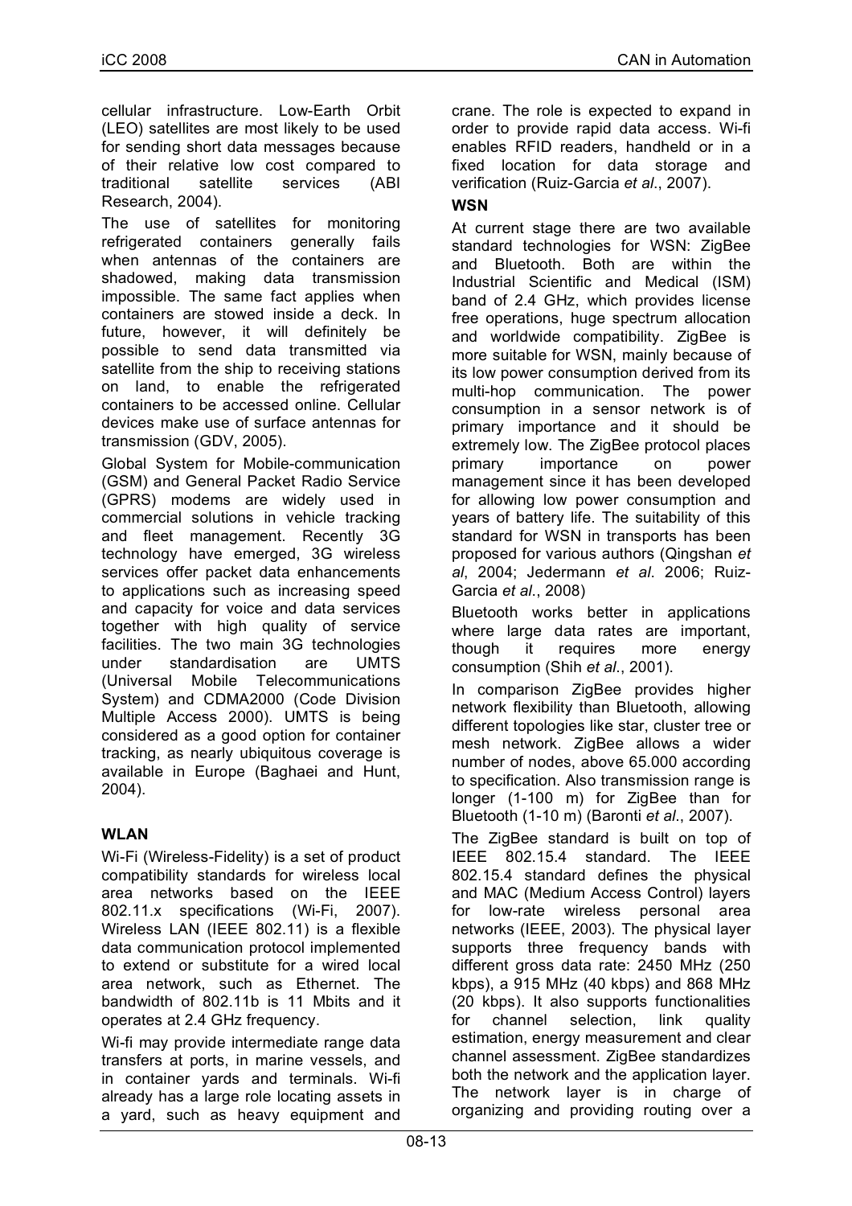cellular infrastructure. Low-Earth Orbit (LEO) satellites are most likely to be used for sending short data messages because of their relative low cost compared to traditional satellite services (ABI Research, 2004).

The use of satellites for monitoring refrigerated containers generally fails when antennas of the containers are shadowed, making data transmission impossible. The same fact applies when containers are stowed inside a deck. In future, however, it will definitely be possible to send data transmitted via satellite from the ship to receiving stations on land, to enable the refrigerated containers to be accessed online. Cellular devices make use of surface antennas for transmission (GDV, 2005).

Global System for Mobile-communication (GSM) and General Packet Radio Service (GPRS) modems are widely used in commercial solutions in vehicle tracking and fleet management. Recently 3G technology have emerged, 3G wireless services offer packet data enhancements to applications such as increasing speed and capacity for voice and data services together with high quality of service facilities. The two main 3G technologies under standardisation are UMTS (Universal Mobile Telecommunications System) and CDMA2000 (Code Division Multiple Access 2000). UMTS is being considered as a good option for container tracking, as nearly ubiquitous coverage is available in Europe (Baghaei and Hunt, 2004).

**WLAN**

Wi-Fi (Wireless-Fidelity) is a set of product compatibility standards for wireless local area networks based on the IEEE 802.11.x specifications (Wi-Fi, 2007). Wireless LAN (IEEE 802.11) is a flexible data communication protocol implemented to extend or substitute for a wired local area network, such as Ethernet. The bandwidth of 802.11b is 11 Mbits and it operates at 2.4 GHz frequency.

Wi-fi may provide intermediate range data transfers at ports, in marine vessels, and in container yards and terminals. Wi-fi already has a large role locating assets in a yard, such as heavy equipment and crane. The role is expected to expand in order to provide rapid data access. Wi-fi enables RFID readers, handheld or in a fixed location for data storage and verification (Ruiz-Garcia *et al*., 2007).

**WSN**

At current stage there are two available standard technologies for WSN: ZigBee and Bluetooth. Both are within the Industrial Scientific and Medical (ISM) band of 2.4 GHz, which provides license free operations, huge spectrum allocation and worldwide compatibility. ZigBee is more suitable for WSN, mainly because of its low power consumption derived from its multi-hop communication. The power consumption in a sensor network is of primary importance and it should be extremely low. The ZigBee protocol places primary importance on power management since it has been developed for allowing low power consumption and years of battery life. The suitability of this standard for WSN in transports has been proposed for various authors (Qingshan *et al*, 2004; Jedermann *et al*. 2006; Ruiz-Garcia *et al*., 2008)

Bluetooth works better in applications where large data rates are important, though it requires more energy consumption (Shih *et al*., 2001).

In comparison ZigBee provides higher network flexibility than Bluetooth, allowing different topologies like star, cluster tree or mesh network. ZigBee allows a wider number of nodes, above 65.000 according to specification. Also transmission range is longer (1-100 m) for ZigBee than for Bluetooth (1-10 m) (Baronti *et al*., 2007).

The ZigBee standard is built on top of IEEE 802.15.4 standard. The IEEE 802.15.4 standard defines the physical and MAC (Medium Access Control) layers for low-rate wireless personal area networks (IEEE, 2003). The physical layer supports three frequency bands with different gross data rate: 2450 MHz (250 kbps), a 915 MHz (40 kbps) and 868 MHz (20 kbps). It also supports functionalities for channel selection, link quality estimation, energy measurement and clear channel assessment. ZigBee standardizes both the network and the application layer. The network layer is in charge of organizing and providing routing over a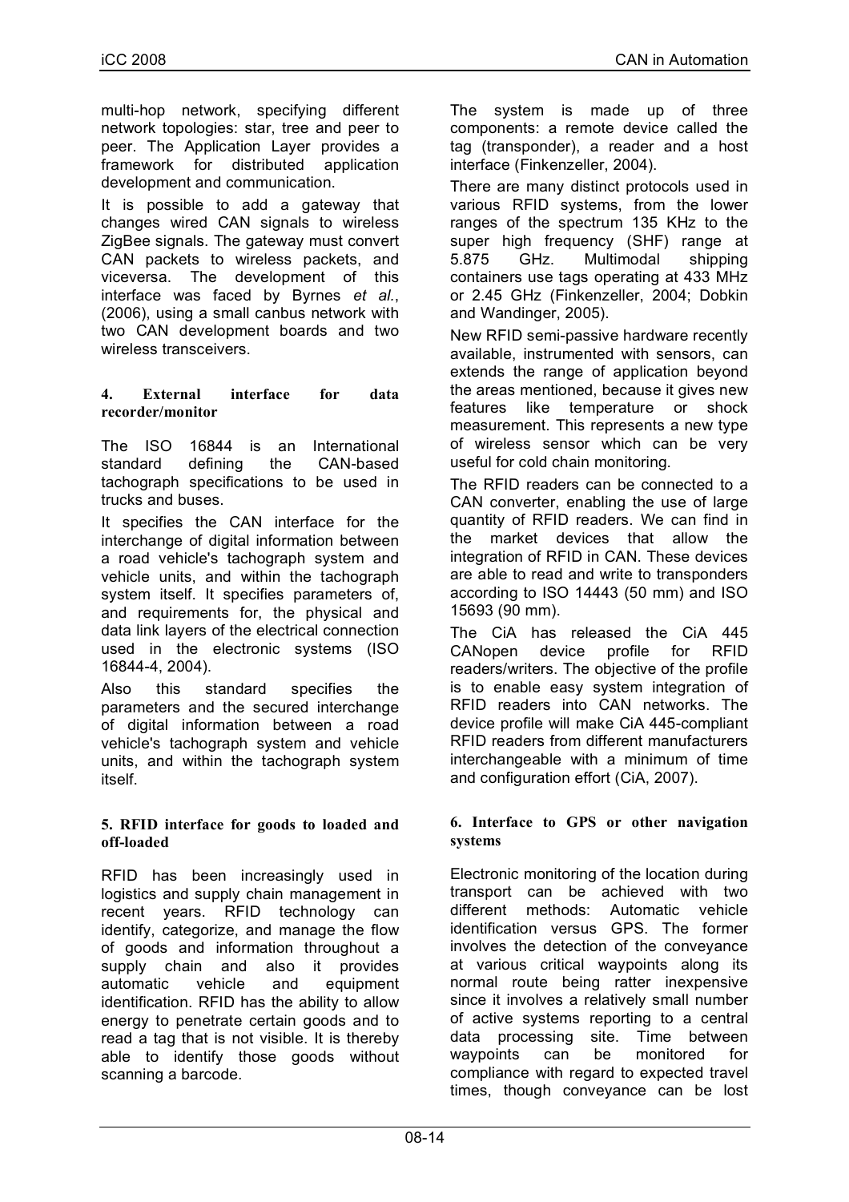multi-hop network, specifying different network topologies: star, tree and peer to peer. The Application Layer provides a framework for distributed application development and communication.

It is possible to add a gateway that changes wired CAN signals to wireless ZigBee signals. The gateway must convert CAN packets to wireless packets, and viceversa. The development of this interface was faced by Byrnes *et al.*, (2006), using a small canbus network with two CAN development boards and two wireless transceivers.

### 4. External interface for data recorder/monitor

The ISO 16844 is an International standard defining the CAN-based tachograph specifications to be used in trucks and buses.

It specifies the CAN interface for the interchange of digital information between a road vehicle's tachograph system and vehicle units, and within the tachograph system itself. It specifies parameters of, and requirements for, the physical and data link layers of the electrical connection used in the electronic systems (ISO 16844-4, 2004).

Also this standard specifies the parameters and the secured interchange of digital information between a road vehicle's tachograph system and vehicle units, and within the tachograph system itself.

### 5. RFID interface for goods to loaded and off-loaded

RFID has been increasingly used in logistics and supply chain management in recent years. RFID technology can identify, categorize, and manage the flow of goods and information throughout a supply chain and also it provides automatic vehicle and equipment identification. RFID has the ability to allow energy to penetrate certain goods and to read a tag that is not visible. It is thereby able to identify those goods without scanning a barcode.

The system is made up of three components: a remote device called the tag (transponder), a reader and a host interface (Finkenzeller, 2004).

There are many distinct protocols used in various RFID systems, from the lower ranges of the spectrum 135 KHz to the super high frequency (SHF) range at 5.875 GHz. Multimodal shipping containers use tags operating at 433 MHz or 2.45 GHz (Finkenzeller, 2004; Dobkin and Wandinger, 2005).

New RFID semi-passive hardware recently available, instrumented with sensors, can extends the range of application beyond the areas mentioned, because it gives new features like temperature or shock measurement. This represents a new type of wireless sensor which can be very useful for cold chain monitoring.

The RFID readers can be connected to a CAN converter, enabling the use of large quantity of RFID readers. We can find in the market devices that allow the integration of RFID in CAN. These devices are able to read and write to transponders according to ISO 14443 (50 mm) and ISO 15693 (90 mm).

The CiA has released the CiA 445 CANopen device profile for RFID readers/writers. The objective of the profile is to enable easy system integration of RFID readers into CAN networks. The device profile will make CiA 445-compliant RFID readers from different manufacturers interchangeable with a minimum of time and configuration effort (CiA, 2007).

### 6. Interface to GPS or other navigation systems

Electronic monitoring of the location during transport can be achieved with two different methods: Automatic vehicle identification versus GPS. The former involves the detection of the conveyance at various critical waypoints along its normal route being ratter inexpensive since it involves a relatively small number of active systems reporting to a central data processing site. Time between waypoints can be monitored for compliance with regard to expected travel times, though conveyance can be lost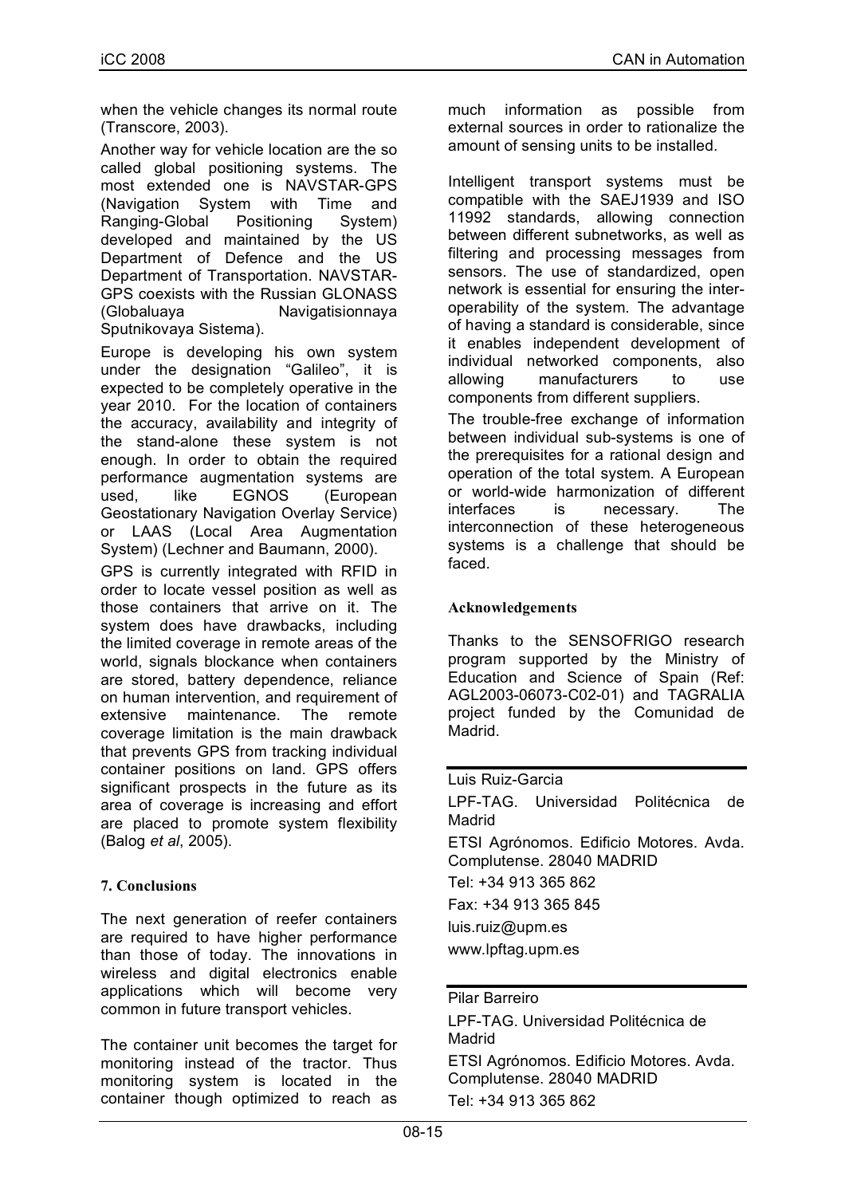when the vehicle changes its normal route (Transcore, 2003).

Another way for vehicle location are the so called global positioning systems. The most extended one is NAVSTAR-GPS (Navigation System with Time and Ranging-Global Positioning System) developed and maintained by the US Department of Defence and the US Department of Transportation. NAVSTAR-GPS coexists with the Russian GLONASS (Globaluaya Navigatisionnaya Sputnikovaya Sistema).

Europe is developing his own system under the designation "Galileo", it is expected to be completely operative in the year 2010. For the location of containers the accuracy, availability and integrity of the stand-alone these system is not enough. In order to obtain the required performance augmentation systems are used, like EGNOS (European Geostationary Navigation Overlay Service) or LAAS (Local Area Augmentation System) (Lechner and Baumann, 2000).

GPS is currently integrated with RFID in order to locate vessel position as well as those containers that arrive on it. The system does have drawbacks, including the limited coverage in remote areas of the world, signals blockance when containers are stored, battery dependence, reliance on human intervention, and requirement of extensive maintenance. The remote coverage limitation is the main drawback that prevents GPS from tracking individual container positions on land. GPS offers significant prospects in the future as its area of coverage is increasing and effort are placed to promote system flexibility (Balog *et al*, 2005).

## 7. Conclusions

The next generation of reefer containers are required to have higher performance than those of today. The innovations in wireless and digital electronics enable applications which will become very common in future transport vehicles.

The container unit becomes the target for monitoring instead of the tractor. Thus monitoring system is located in the container though optimized to reach as much information as possible from external sources in order to rationalize the amount of sensing units to be installed.

Intelligent transport systems must be compatible with the SAEJ1939 and ISO 11992 standards, allowing connection between different subnetworks, as well as filtering and processing messages from sensors. The use of standardized, open network is essential for ensuring the inter-operability of the system. The advantage of having a standard is considerable, since it enables independent development of individual networked components, also allowing manufacturers to use components from different suppliers.

The trouble-free exchange of information between individual sub-systems is one of the prerequisites for a rational design and operation of the total system. A European or world-wide harmonization of different interfaces is necessary. The interconnection of these heterogeneous systems is a challenge that should be faced.

## Acknowledgements

Thanks to the SENSOFRIGO research program supported by the Ministry of Education and Science of Spain (Ref: AGL2003-06073-C02-01) and TAGRALIA project funded by the Comunidad de Madrid.

---

Luis Ruiz-Garcia

LPF-TAG. Universidad Politécnica de Madrid

ETSI Agrónomos. Edificio Motores. Avda. Complutense. 28040 MADRID

Tel: +34 913 365 862

Fax: +34 913 365 845

luis.ruiz@upm.es

www.lpftag.upm.es

---

Pilar Barreiro

LPF-TAG. Universidad Politécnica de Madrid

ETSI Agrónomos. Edificio Motores. Avda. Complutense. 28040 MADRID

Tel: +34 913 365 862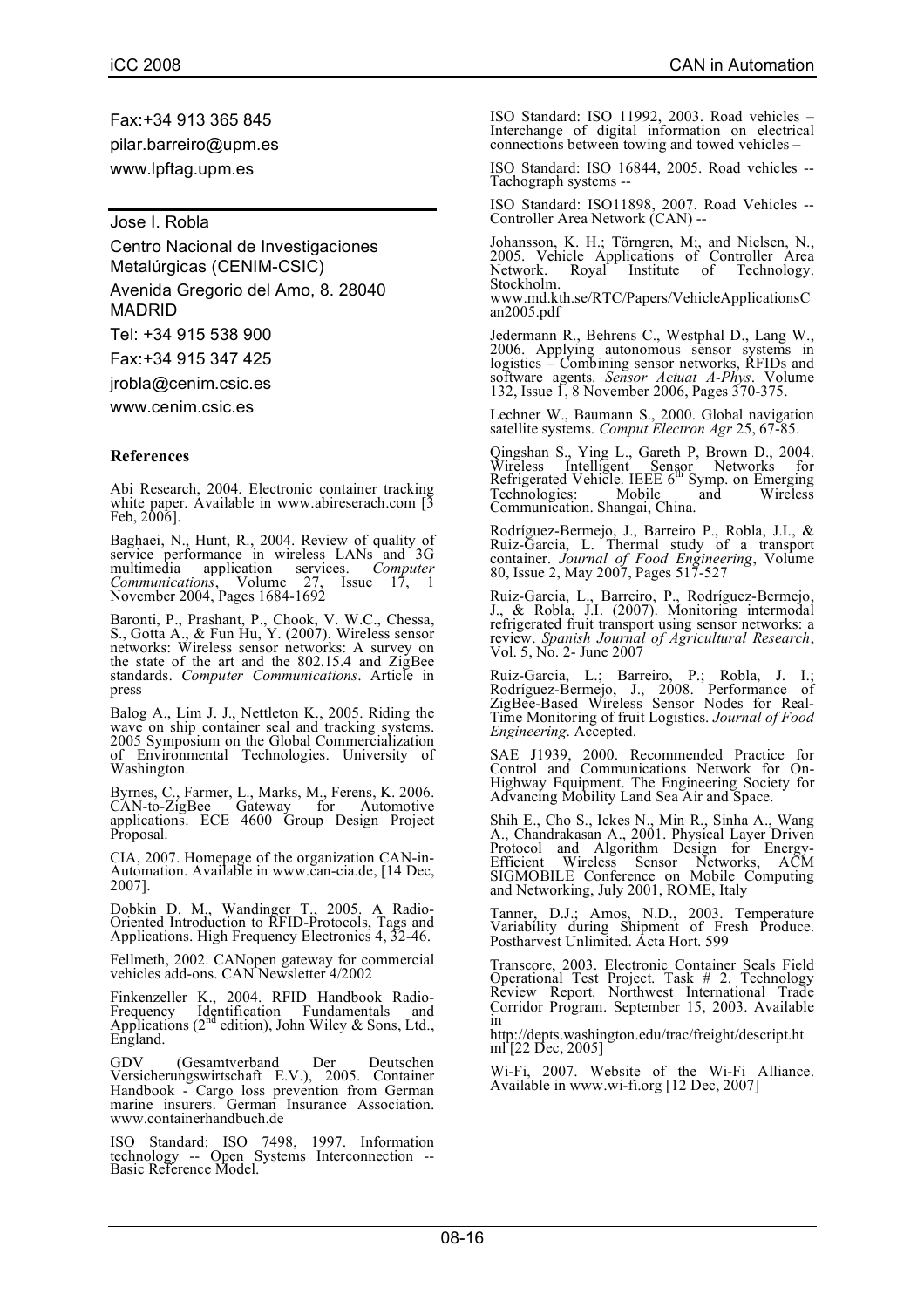Fax:+34 913 365 845

pilar.barreiro@upm.es

www.lpftag.upm.es

Jose I. Robla

Centro Nacional de Investigaciones Metalúrgicas (CENIM-CSIC)

Avenida Gregorio del Amo, 8. 28040 MADRID

Tel: +34 915 538 900

Fax:+34 915 347 425

jrobla@cenim.csic.es

www.cenim.csic.es

## References

Abi Research, 2004. Electronic container tracking white paper. Available in www.abireserach.com [3 Feb, 2006].

Baghaei, N., Hunt, R., 2004. Review of quality of service performance in wireless LANs and 3G multimedia application services. *Computer Communications*, Volume 27, Issue 17, 1 November 2004, Pages 1684-1692

Baronti, P., Prashant, P., Chook, V. W.C., Chessa, S., Gotta A., & Fun Hu, Y. (2007). Wireless sensor networks: Wireless sensor networks: A survey on the state of the art and the 802.15.4 and ZigBee standards. *Computer Communications*. Article in press

Balog A., Lim J. J., Nettleton K., 2005. Riding the wave on ship container seal and tracking systems. 2005 Symposium on the Global Commercialization of Environmental Technologies. University of Washington.

Byrnes, C., Farmer, L., Marks, M., Ferens, K. 2006. CAN-to-ZigBee Gateway for Automotive applications. ECE 4600 Group Design Project Proposal.

CIA, 2007. Homepage of the organization CAN-in-Automation. Available in www.can-cia.de, [14 Dec, 2007].

Dobkin D. M., Wandinger T., 2005. A Radio-Oriented Introduction to RFID-Protocols, Tags and Applications. High Frequency Electronics 4, 32-46.

Fellmeth, 2002. CANopen gateway for commercial vehicles add-ons. CAN Newsletter 4/2002

Finkenzeller K., 2004. RFID Handbook Radio-Frequency Identification Fundamentals and Applications (2nd edition), John Wiley & Sons, Ltd., England.

GDV (Gesamtverband Der Deutschen Versicherungswirtschaft E.V.), 2005. Container Handbook - Cargo loss prevention from German marine insurers. German Insurance Association. www.containerhandbuch.de

ISO Standard: ISO 7498, 1997. Information technology -- Open Systems Interconnection -- Basic Reference Model.

ISO Standard: ISO 11992, 2003. Road vehicles – Interchange of digital information on electrical connections between towing and towed vehicles –

ISO Standard: ISO 16844, 2005. Road vehicles -- Tachograph systems --

ISO Standard: ISO11898, 2007. Road Vehicles -- Controller Area Network (CAN) --

Johansson, K. H.; Törngren, M;, and Nielsen, N., 2005. Vehicle Applications of Controller Area Network. Royal Institute of Technology. Stockholm. www.md.kth.se/RTC/Papers/VehicleApplicationsCan2005.pdf

Jedermann R., Behrens C., Westphal D., Lang W., 2006. Applying autonomous sensor systems in logistics – Combining sensor networks, RFIDs and software agents. *Sensor Actuat A-Phys*. Volume 132, Issue 1, 8 November 2006, Pages 370-375.

Lechner W., Baumann S., 2000. Global navigation satellite systems. *Comput Electron Agr* 25, 67-85.

Qingshan S., Ying L., Gareth P, Brown D., 2004. Wireless Intelligent Sensor Networks for Refrigerated Vehicle. IEEE 6th Symp. on Emerging Technologies: Mobile and Wireless Communication. Shangai, China.

Rodríguez-Bermejo, J., Barreiro P., Robla, J.I., & Ruiz-García, L. Thermal study of a transport container. *Journal of Food Engineering*, Volume 80, Issue 2, May 2007, Pages 517-527

Ruiz-Garcia, L., Barreiro, P., Rodríguez-Bermejo, J., & Robla, J.I. (2007). Monitoring intermodal refrigerated fruit transport using sensor networks: a review. *Spanish Journal of Agricultural Research*, Vol. 5, No. 2- June 2007

Ruiz-Garcia, L.; Barreiro, P.; Robla, J. I.; Rodríguez-Bermejo, J., 2008. Performance of ZigBee-Based Wireless Sensor Nodes for Real-Time Monitoring of fruit Logistics. *Journal of Food Engineering*. Accepted.

SAE J1939, 2000. Recommended Practice for Control and Communications Network for On-Highway Equipment. The Engineering Society for Advancing Mobility Land Sea Air and Space.

Shih E., Cho S., Ickes N., Min R., Sinha A., Wang A., Chandrakasan A., 2001. Physical Layer Driven Protocol and Algorithm Design for Energy-Efficient Wireless Sensor Networks, ACM SIGMOBILE Conference on Mobile Computing and Networking, July 2001, ROME, Italy

Tanner, D.J.; Amos, N.D., 2003. Temperature Variability during Shipment of Fresh Produce. Postharvest Unlimited. Acta Hort. 599

Transcore, 2003. Electronic Container Seals Field Operational Test Project. Task # 2. Technology Review Report. Northwest International Trade Corridor Program. September 15, 2003. Available in http://depts.washington.edu/trac/freight/descript.html [22 Dec, 2005]

Wi-Fi, 2007. Website of the Wi-Fi Alliance. Available in www.wi-fi.org [12 Dec, 2007]